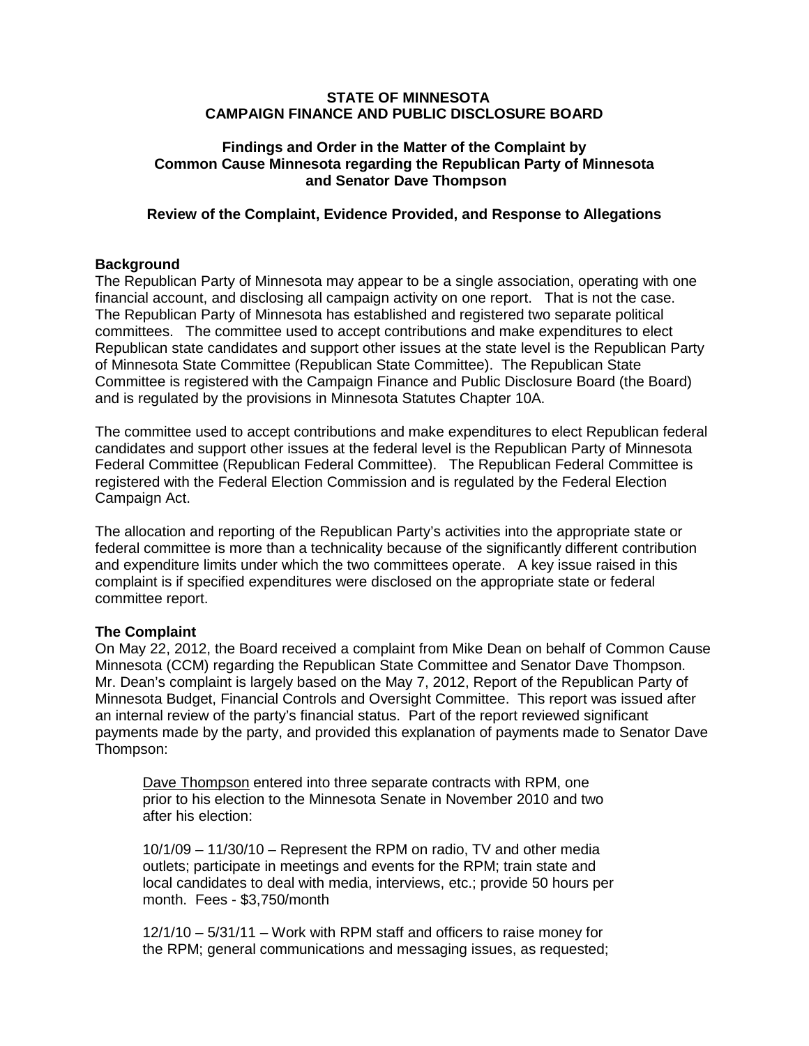**STATE OF MINNESOTA**
**CAMPAIGN FINANCE AND PUBLIC DISCLOSURE BOARD**

# Findings and Order in the Matter of the Complaint by Common Cause Minnesota regarding the Republican Party of Minnesota and Senator Dave Thompson

## Review of the Complaint, Evidence Provided, and Response to Allegations

### Background

The Republican Party of Minnesota may appear to be a single association, operating with one financial account, and disclosing all campaign activity on one report. That is not the case. The Republican Party of Minnesota has established and registered two separate political committees. The committee used to accept contributions and make expenditures to elect Republican state candidates and support other issues at the state level is the Republican Party of Minnesota State Committee (Republican State Committee). The Republican State Committee is registered with the Campaign Finance and Public Disclosure Board (the Board) and is regulated by the provisions in Minnesota Statutes Chapter 10A.

The committee used to accept contributions and make expenditures to elect Republican federal candidates and support other issues at the federal level is the Republican Party of Minnesota Federal Committee (Republican Federal Committee). The Republican Federal Committee is registered with the Federal Election Commission and is regulated by the Federal Election Campaign Act.

The allocation and reporting of the Republican Party's activities into the appropriate state or federal committee is more than a technicality because of the significantly different contribution and expenditure limits under which the two committees operate. A key issue raised in this complaint is if specified expenditures were disclosed on the appropriate state or federal committee report.

### The Complaint

On May 22, 2012, the Board received a complaint from Mike Dean on behalf of Common Cause Minnesota (CCM) regarding the Republican State Committee and Senator Dave Thompson. Mr. Dean's complaint is largely based on the May 7, 2012, Report of the Republican Party of Minnesota Budget, Financial Controls and Oversight Committee. This report was issued after an internal review of the party's financial status. Part of the report reviewed significant payments made by the party, and provided this explanation of payments made to Senator Dave Thompson:

> Dave Thompson entered into three separate contracts with RPM, one prior to his election to the Minnesota Senate in November 2010 and two after his election:
>
> 10/1/09 – 11/30/10 – Represent the RPM on radio, TV and other media outlets; participate in meetings and events for the RPM; train state and local candidates to deal with media, interviews, etc.; provide 50 hours per month. Fees - $3,750/month
>
> 12/1/10 – 5/31/11 – Work with RPM staff and officers to raise money for the RPM; general communications and messaging issues, as requested;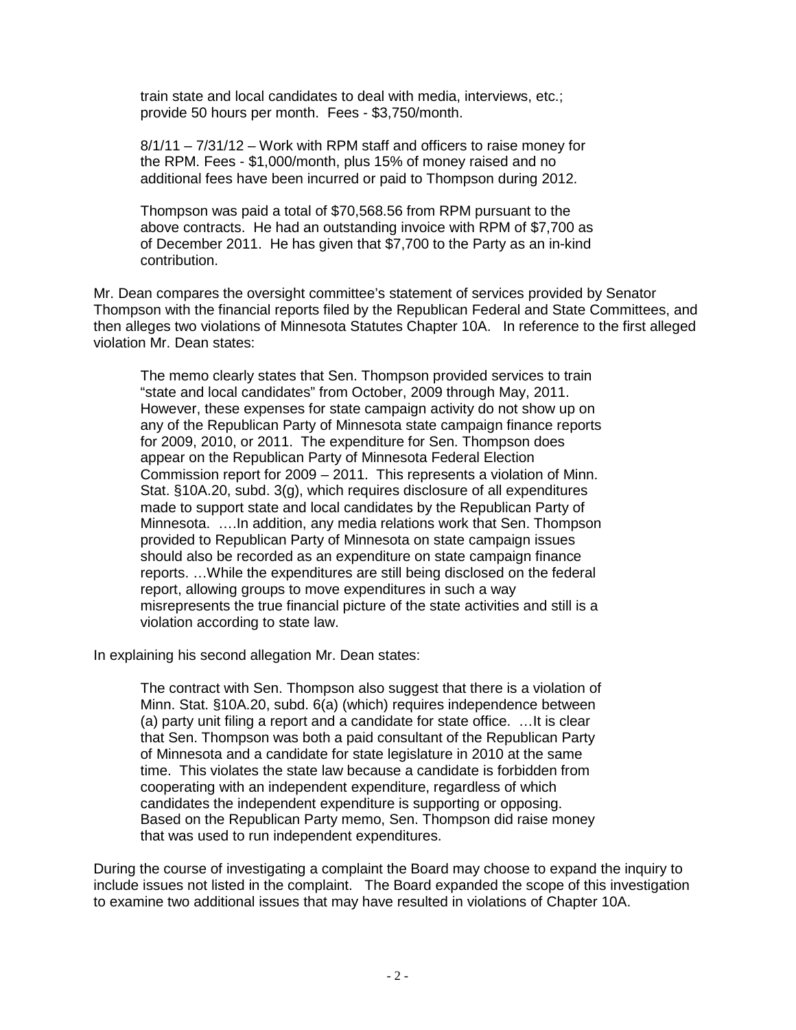train state and local candidates to deal with media, interviews, etc.; provide 50 hours per month. Fees - $3,750/month.

8/1/11 – 7/31/12 – Work with RPM staff and officers to raise money for the RPM. Fees - $1,000/month, plus 15% of money raised and no additional fees have been incurred or paid to Thompson during 2012.

Thompson was paid a total of $70,568.56 from RPM pursuant to the above contracts. He had an outstanding invoice with RPM of $7,700 as of December 2011. He has given that $7,700 to the Party as an in-kind contribution.

Mr. Dean compares the oversight committee's statement of services provided by Senator Thompson with the financial reports filed by the Republican Federal and State Committees, and then alleges two violations of Minnesota Statutes Chapter 10A. In reference to the first alleged violation Mr. Dean states:

> The memo clearly states that Sen. Thompson provided services to train "state and local candidates" from October, 2009 through May, 2011. However, these expenses for state campaign activity do not show up on any of the Republican Party of Minnesota state campaign finance reports for 2009, 2010, or 2011. The expenditure for Sen. Thompson does appear on the Republican Party of Minnesota Federal Election Commission report for 2009 – 2011. This represents a violation of Minn. Stat. §10A.20, subd. 3(g), which requires disclosure of all expenditures made to support state and local candidates by the Republican Party of Minnesota. ….In addition, any media relations work that Sen. Thompson provided to Republican Party of Minnesota on state campaign issues should also be recorded as an expenditure on state campaign finance reports. …While the expenditures are still being disclosed on the federal report, allowing groups to move expenditures in such a way misrepresents the true financial picture of the state activities and still is a violation according to state law.

In explaining his second allegation Mr. Dean states:

> The contract with Sen. Thompson also suggest that there is a violation of Minn. Stat. §10A.20, subd. 6(a) (which) requires independence between (a) party unit filing a report and a candidate for state office. …It is clear that Sen. Thompson was both a paid consultant of the Republican Party of Minnesota and a candidate for state legislature in 2010 at the same time. This violates the state law because a candidate is forbidden from cooperating with an independent expenditure, regardless of which candidates the independent expenditure is supporting or opposing. Based on the Republican Party memo, Sen. Thompson did raise money that was used to run independent expenditures.

During the course of investigating a complaint the Board may choose to expand the inquiry to include issues not listed in the complaint. The Board expanded the scope of this investigation to examine two additional issues that may have resulted in violations of Chapter 10A.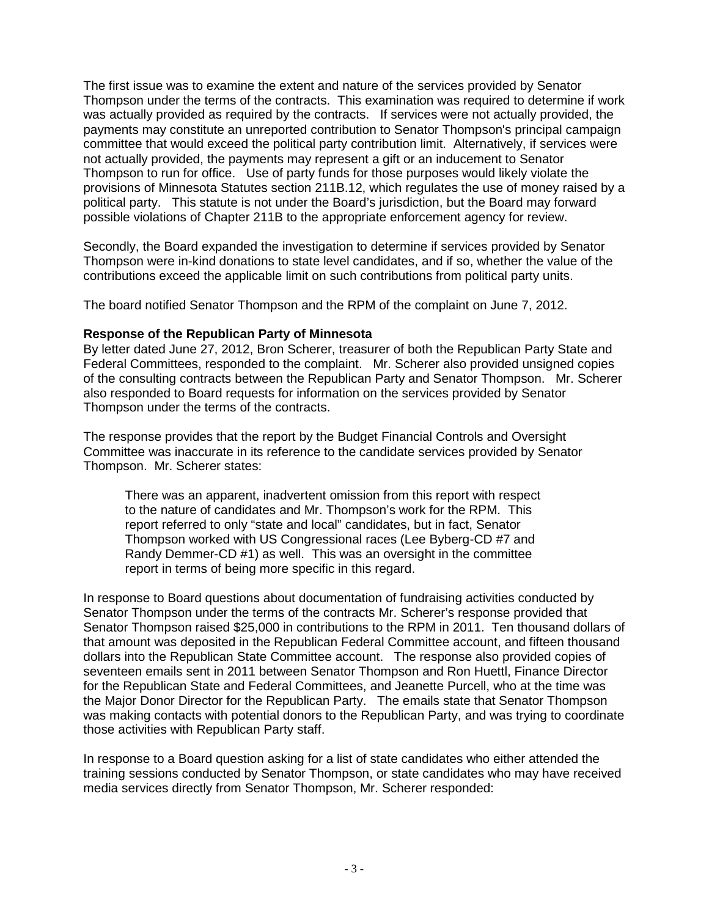The first issue was to examine the extent and nature of the services provided by Senator Thompson under the terms of the contracts. This examination was required to determine if work was actually provided as required by the contracts. If services were not actually provided, the payments may constitute an unreported contribution to Senator Thompson's principal campaign committee that would exceed the political party contribution limit. Alternatively, if services were not actually provided, the payments may represent a gift or an inducement to Senator Thompson to run for office. Use of party funds for those purposes would likely violate the provisions of Minnesota Statutes section 211B.12, which regulates the use of money raised by a political party. This statute is not under the Board's jurisdiction, but the Board may forward possible violations of Chapter 211B to the appropriate enforcement agency for review.

Secondly, the Board expanded the investigation to determine if services provided by Senator Thompson were in-kind donations to state level candidates, and if so, whether the value of the contributions exceed the applicable limit on such contributions from political party units.

The board notified Senator Thompson and the RPM of the complaint on June 7, 2012.

**Response of the Republican Party of Minnesota**

By letter dated June 27, 2012, Bron Scherer, treasurer of both the Republican Party State and Federal Committees, responded to the complaint. Mr. Scherer also provided unsigned copies of the consulting contracts between the Republican Party and Senator Thompson. Mr. Scherer also responded to Board requests for information on the services provided by Senator Thompson under the terms of the contracts.

The response provides that the report by the Budget Financial Controls and Oversight Committee was inaccurate in its reference to the candidate services provided by Senator Thompson. Mr. Scherer states:

> There was an apparent, inadvertent omission from this report with respect to the nature of candidates and Mr. Thompson's work for the RPM. This report referred to only "state and local" candidates, but in fact, Senator Thompson worked with US Congressional races (Lee Byberg-CD #7 and Randy Demmer-CD #1) as well. This was an oversight in the committee report in terms of being more specific in this regard.

In response to Board questions about documentation of fundraising activities conducted by Senator Thompson under the terms of the contracts Mr. Scherer's response provided that Senator Thompson raised $25,000 in contributions to the RPM in 2011. Ten thousand dollars of that amount was deposited in the Republican Federal Committee account, and fifteen thousand dollars into the Republican State Committee account. The response also provided copies of seventeen emails sent in 2011 between Senator Thompson and Ron Huettl, Finance Director for the Republican State and Federal Committees, and Jeanette Purcell, who at the time was the Major Donor Director for the Republican Party. The emails state that Senator Thompson was making contacts with potential donors to the Republican Party, and was trying to coordinate those activities with Republican Party staff.

In response to a Board question asking for a list of state candidates who either attended the training sessions conducted by Senator Thompson, or state candidates who may have received media services directly from Senator Thompson, Mr. Scherer responded: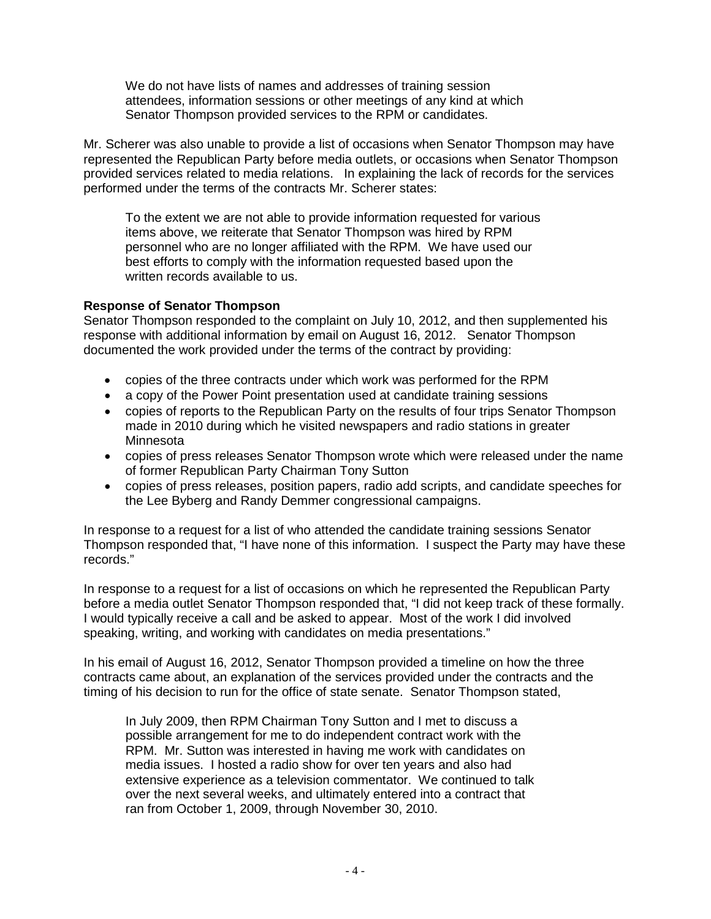> We do not have lists of names and addresses of training session attendees, information sessions or other meetings of any kind at which Senator Thompson provided services to the RPM or candidates.

Mr. Scherer was also unable to provide a list of occasions when Senator Thompson may have represented the Republican Party before media outlets, or occasions when Senator Thompson provided services related to media relations. In explaining the lack of records for the services performed under the terms of the contracts Mr. Scherer states:

> To the extent we are not able to provide information requested for various items above, we reiterate that Senator Thompson was hired by RPM personnel who are no longer affiliated with the RPM. We have used our best efforts to comply with the information requested based upon the written records available to us.

**Response of Senator Thompson**

Senator Thompson responded to the complaint on July 10, 2012, and then supplemented his response with additional information by email on August 16, 2012. Senator Thompson documented the work provided under the terms of the contract by providing:

- copies of the three contracts under which work was performed for the RPM
- a copy of the Power Point presentation used at candidate training sessions
- copies of reports to the Republican Party on the results of four trips Senator Thompson made in 2010 during which he visited newspapers and radio stations in greater Minnesota
- copies of press releases Senator Thompson wrote which were released under the name of former Republican Party Chairman Tony Sutton
- copies of press releases, position papers, radio add scripts, and candidate speeches for the Lee Byberg and Randy Demmer congressional campaigns.

In response to a request for a list of who attended the candidate training sessions Senator Thompson responded that, "I have none of this information. I suspect the Party may have these records."

In response to a request for a list of occasions on which he represented the Republican Party before a media outlet Senator Thompson responded that, "I did not keep track of these formally. I would typically receive a call and be asked to appear. Most of the work I did involved speaking, writing, and working with candidates on media presentations."

In his email of August 16, 2012, Senator Thompson provided a timeline on how the three contracts came about, an explanation of the services provided under the contracts and the timing of his decision to run for the office of state senate. Senator Thompson stated,

> In July 2009, then RPM Chairman Tony Sutton and I met to discuss a possible arrangement for me to do independent contract work with the RPM. Mr. Sutton was interested in having me work with candidates on media issues. I hosted a radio show for over ten years and also had extensive experience as a television commentator. We continued to talk over the next several weeks, and ultimately entered into a contract that ran from October 1, 2009, through November 30, 2010.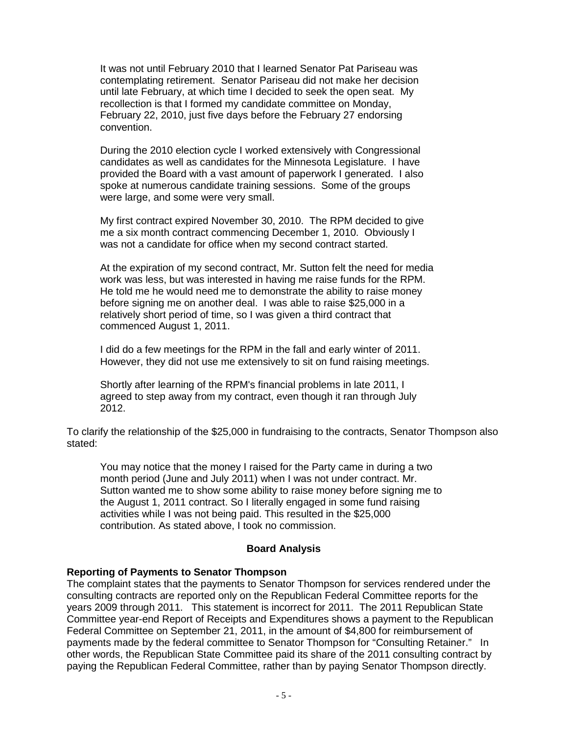> It was not until February 2010 that I learned Senator Pat Pariseau was contemplating retirement. Senator Pariseau did not make her decision until late February, at which time I decided to seek the open seat. My recollection is that I formed my candidate committee on Monday, February 22, 2010, just five days before the February 27 endorsing convention.
>
> During the 2010 election cycle I worked extensively with Congressional candidates as well as candidates for the Minnesota Legislature. I have provided the Board with a vast amount of paperwork I generated. I also spoke at numerous candidate training sessions. Some of the groups were large, and some were very small.
>
> My first contract expired November 30, 2010. The RPM decided to give me a six month contract commencing December 1, 2010. Obviously I was not a candidate for office when my second contract started.
>
> At the expiration of my second contract, Mr. Sutton felt the need for media work was less, but was interested in having me raise funds for the RPM. He told me he would need me to demonstrate the ability to raise money before signing me on another deal. I was able to raise $25,000 in a relatively short period of time, so I was given a third contract that commenced August 1, 2011.
>
> I did do a few meetings for the RPM in the fall and early winter of 2011. However, they did not use me extensively to sit on fund raising meetings.
>
> Shortly after learning of the RPM's financial problems in late 2011, I agreed to step away from my contract, even though it ran through July 2012.

To clarify the relationship of the $25,000 in fundraising to the contracts, Senator Thompson also stated:

> You may notice that the money I raised for the Party came in during a two month period (June and July 2011) when I was not under contract. Mr. Sutton wanted me to show some ability to raise money before signing me to the August 1, 2011 contract. So I literally engaged in some fund raising activities while I was not being paid. This resulted in the $25,000 contribution. As stated above, I took no commission.

## Board Analysis

**Reporting of Payments to Senator Thompson**

The complaint states that the payments to Senator Thompson for services rendered under the consulting contracts are reported only on the Republican Federal Committee reports for the years 2009 through 2011. This statement is incorrect for 2011. The 2011 Republican State Committee year-end Report of Receipts and Expenditures shows a payment to the Republican Federal Committee on September 21, 2011, in the amount of $4,800 for reimbursement of payments made by the federal committee to Senator Thompson for "Consulting Retainer." In other words, the Republican State Committee paid its share of the 2011 consulting contract by paying the Republican Federal Committee, rather than by paying Senator Thompson directly.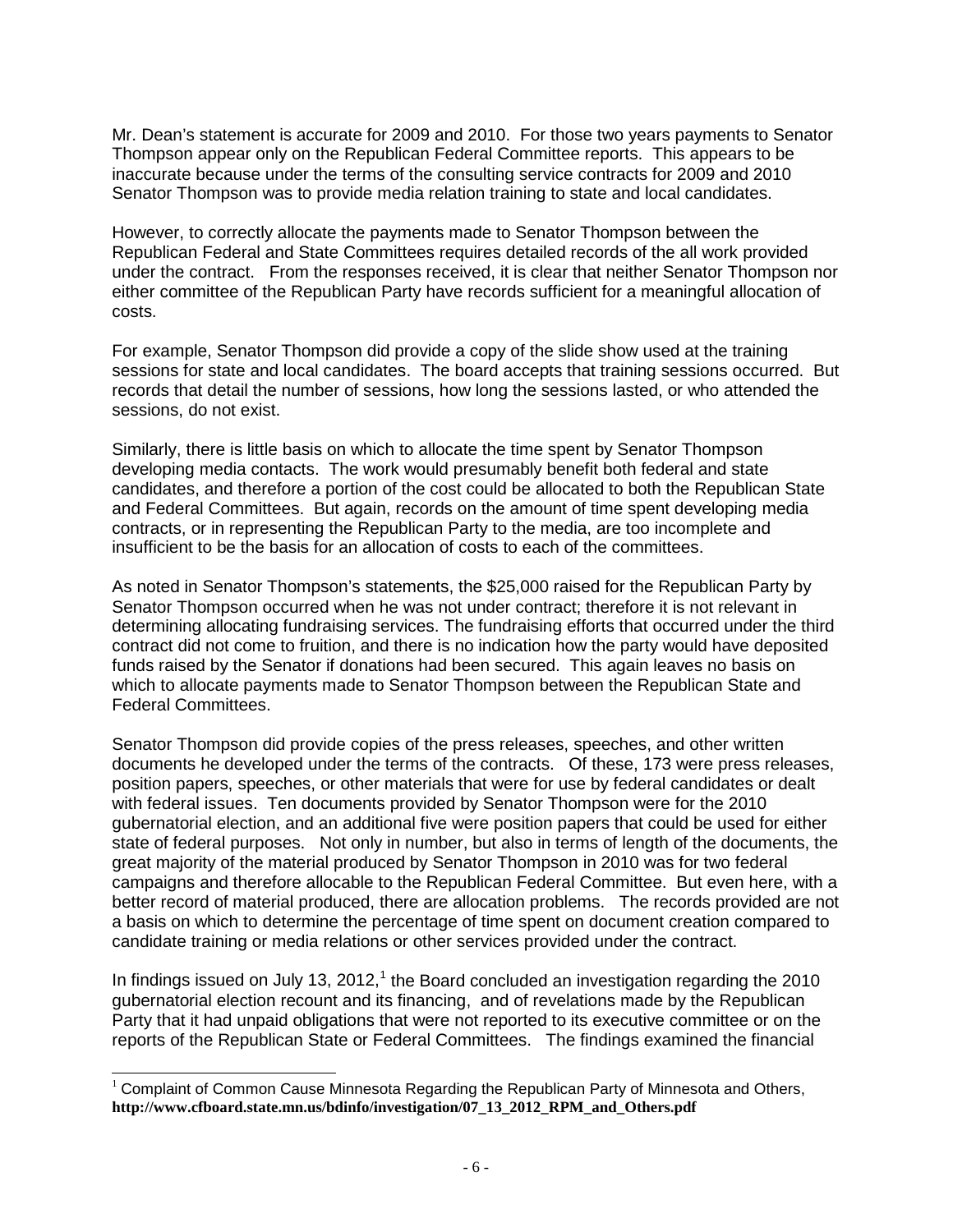Mr. Dean's statement is accurate for 2009 and 2010. For those two years payments to Senator Thompson appear only on the Republican Federal Committee reports. This appears to be inaccurate because under the terms of the consulting service contracts for 2009 and 2010 Senator Thompson was to provide media relation training to state and local candidates.

However, to correctly allocate the payments made to Senator Thompson between the Republican Federal and State Committees requires detailed records of the all work provided under the contract. From the responses received, it is clear that neither Senator Thompson nor either committee of the Republican Party have records sufficient for a meaningful allocation of costs.

For example, Senator Thompson did provide a copy of the slide show used at the training sessions for state and local candidates. The board accepts that training sessions occurred. But records that detail the number of sessions, how long the sessions lasted, or who attended the sessions, do not exist.

Similarly, there is little basis on which to allocate the time spent by Senator Thompson developing media contacts. The work would presumably benefit both federal and state candidates, and therefore a portion of the cost could be allocated to both the Republican State and Federal Committees. But again, records on the amount of time spent developing media contracts, or in representing the Republican Party to the media, are too incomplete and insufficient to be the basis for an allocation of costs to each of the committees.

As noted in Senator Thompson's statements, the $25,000 raised for the Republican Party by Senator Thompson occurred when he was not under contract; therefore it is not relevant in determining allocating fundraising services. The fundraising efforts that occurred under the third contract did not come to fruition, and there is no indication how the party would have deposited funds raised by the Senator if donations had been secured. This again leaves no basis on which to allocate payments made to Senator Thompson between the Republican State and Federal Committees.

Senator Thompson did provide copies of the press releases, speeches, and other written documents he developed under the terms of the contracts. Of these, 173 were press releases, position papers, speeches, or other materials that were for use by federal candidates or dealt with federal issues. Ten documents provided by Senator Thompson were for the 2010 gubernatorial election, and an additional five were position papers that could be used for either state of federal purposes. Not only in number, but also in terms of length of the documents, the great majority of the material produced by Senator Thompson in 2010 was for two federal campaigns and therefore allocable to the Republican Federal Committee. But even here, with a better record of material produced, there are allocation problems. The records provided are not a basis on which to determine the percentage of time spent on document creation compared to candidate training or media relations or other services provided under the contract.

In findings issued on July 13, 2012,[1] the Board concluded an investigation regarding the 2010 gubernatorial election recount and its financing, and of revelations made by the Republican Party that it had unpaid obligations that were not reported to its executive committee or on the reports of the Republican State or Federal Committees. The findings examined the financial

[1] Complaint of Common Cause Minnesota Regarding the Republican Party of Minnesota and Others, **http://www.cfboard.state.mn.us/bdinfo/investigation/07_13_2012_RPM_and_Others.pdf**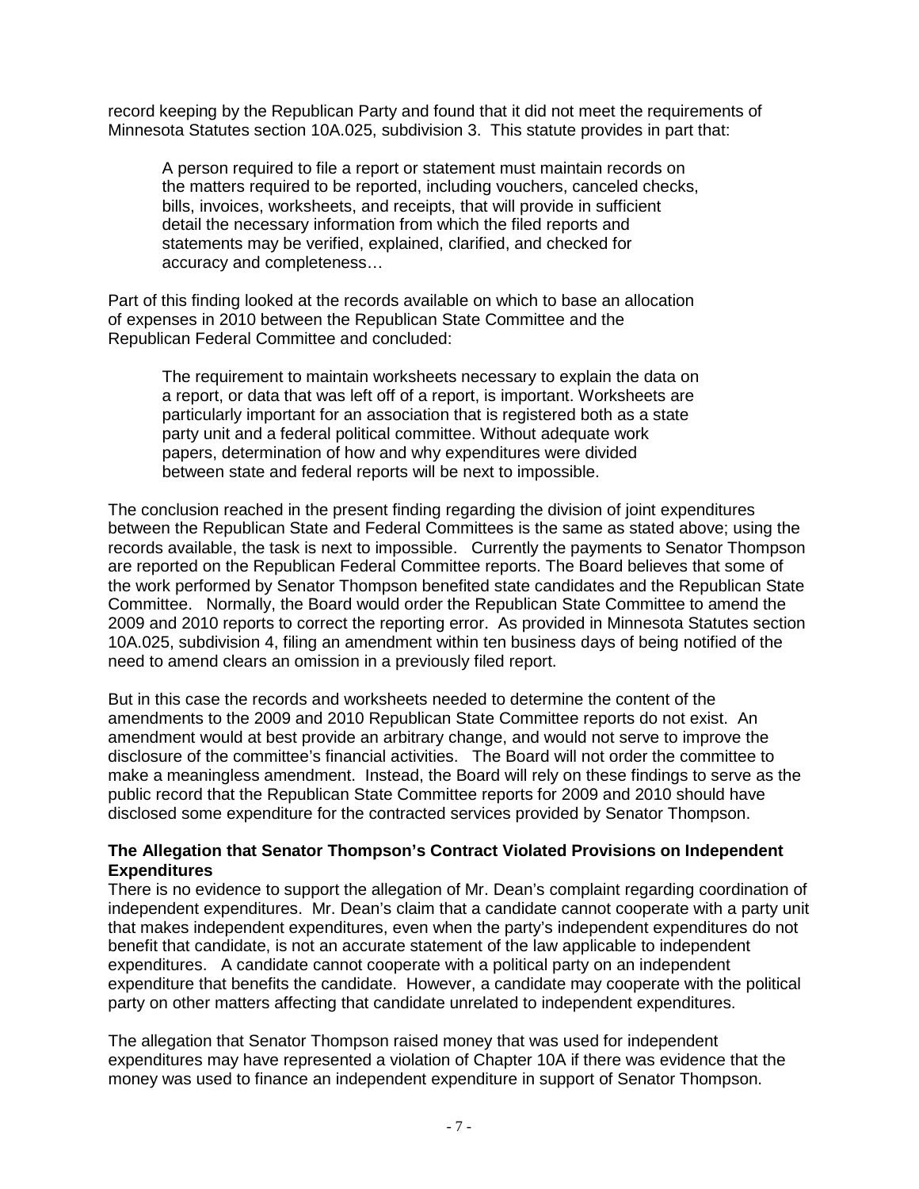record keeping by the Republican Party and found that it did not meet the requirements of Minnesota Statutes section 10A.025, subdivision 3. This statute provides in part that:

> A person required to file a report or statement must maintain records on the matters required to be reported, including vouchers, canceled checks, bills, invoices, worksheets, and receipts, that will provide in sufficient detail the necessary information from which the filed reports and statements may be verified, explained, clarified, and checked for accuracy and completeness…

Part of this finding looked at the records available on which to base an allocation of expenses in 2010 between the Republican State Committee and the Republican Federal Committee and concluded:

> The requirement to maintain worksheets necessary to explain the data on a report, or data that was left off of a report, is important. Worksheets are particularly important for an association that is registered both as a state party unit and a federal political committee. Without adequate work papers, determination of how and why expenditures were divided between state and federal reports will be next to impossible.

The conclusion reached in the present finding regarding the division of joint expenditures between the Republican State and Federal Committees is the same as stated above; using the records available, the task is next to impossible. Currently the payments to Senator Thompson are reported on the Republican Federal Committee reports. The Board believes that some of the work performed by Senator Thompson benefited state candidates and the Republican State Committee. Normally, the Board would order the Republican State Committee to amend the 2009 and 2010 reports to correct the reporting error. As provided in Minnesota Statutes section 10A.025, subdivision 4, filing an amendment within ten business days of being notified of the need to amend clears an omission in a previously filed report.

But in this case the records and worksheets needed to determine the content of the amendments to the 2009 and 2010 Republican State Committee reports do not exist. An amendment would at best provide an arbitrary change, and would not serve to improve the disclosure of the committee's financial activities. The Board will not order the committee to make a meaningless amendment. Instead, the Board will rely on these findings to serve as the public record that the Republican State Committee reports for 2009 and 2010 should have disclosed some expenditure for the contracted services provided by Senator Thompson.

**The Allegation that Senator Thompson's Contract Violated Provisions on Independent Expenditures**

There is no evidence to support the allegation of Mr. Dean's complaint regarding coordination of independent expenditures. Mr. Dean's claim that a candidate cannot cooperate with a party unit that makes independent expenditures, even when the party's independent expenditures do not benefit that candidate, is not an accurate statement of the law applicable to independent expenditures. A candidate cannot cooperate with a political party on an independent expenditure that benefits the candidate. However, a candidate may cooperate with the political party on other matters affecting that candidate unrelated to independent expenditures.

The allegation that Senator Thompson raised money that was used for independent expenditures may have represented a violation of Chapter 10A if there was evidence that the money was used to finance an independent expenditure in support of Senator Thompson.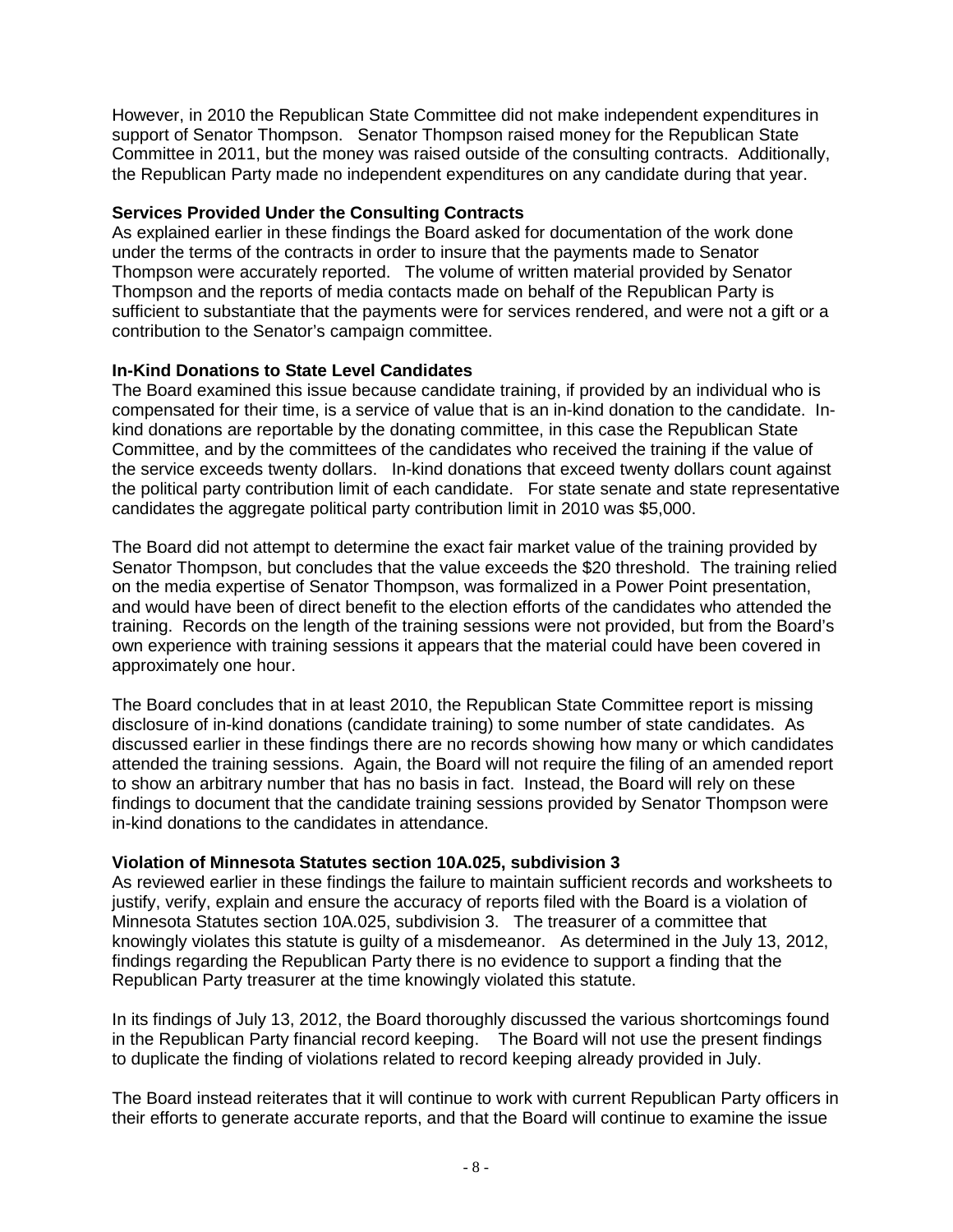However, in 2010 the Republican State Committee did not make independent expenditures in support of Senator Thompson. Senator Thompson raised money for the Republican State Committee in 2011, but the money was raised outside of the consulting contracts. Additionally, the Republican Party made no independent expenditures on any candidate during that year.

**Services Provided Under the Consulting Contracts**

As explained earlier in these findings the Board asked for documentation of the work done under the terms of the contracts in order to insure that the payments made to Senator Thompson were accurately reported. The volume of written material provided by Senator Thompson and the reports of media contacts made on behalf of the Republican Party is sufficient to substantiate that the payments were for services rendered, and were not a gift or a contribution to the Senator's campaign committee.

**In-Kind Donations to State Level Candidates**

The Board examined this issue because candidate training, if provided by an individual who is compensated for their time, is a service of value that is an in-kind donation to the candidate. In-kind donations are reportable by the donating committee, in this case the Republican State Committee, and by the committees of the candidates who received the training if the value of the service exceeds twenty dollars. In-kind donations that exceed twenty dollars count against the political party contribution limit of each candidate. For state senate and state representative candidates the aggregate political party contribution limit in 2010 was $5,000.

The Board did not attempt to determine the exact fair market value of the training provided by Senator Thompson, but concludes that the value exceeds the $20 threshold. The training relied on the media expertise of Senator Thompson, was formalized in a Power Point presentation, and would have been of direct benefit to the election efforts of the candidates who attended the training. Records on the length of the training sessions were not provided, but from the Board's own experience with training sessions it appears that the material could have been covered in approximately one hour.

The Board concludes that in at least 2010, the Republican State Committee report is missing disclosure of in-kind donations (candidate training) to some number of state candidates. As discussed earlier in these findings there are no records showing how many or which candidates attended the training sessions. Again, the Board will not require the filing of an amended report to show an arbitrary number that has no basis in fact. Instead, the Board will rely on these findings to document that the candidate training sessions provided by Senator Thompson were in-kind donations to the candidates in attendance.

**Violation of Minnesota Statutes section 10A.025, subdivision 3**

As reviewed earlier in these findings the failure to maintain sufficient records and worksheets to justify, verify, explain and ensure the accuracy of reports filed with the Board is a violation of Minnesota Statutes section 10A.025, subdivision 3. The treasurer of a committee that knowingly violates this statute is guilty of a misdemeanor. As determined in the July 13, 2012, findings regarding the Republican Party there is no evidence to support a finding that the Republican Party treasurer at the time knowingly violated this statute.

In its findings of July 13, 2012, the Board thoroughly discussed the various shortcomings found in the Republican Party financial record keeping. The Board will not use the present findings to duplicate the finding of violations related to record keeping already provided in July.

The Board instead reiterates that it will continue to work with current Republican Party officers in their efforts to generate accurate reports, and that the Board will continue to examine the issue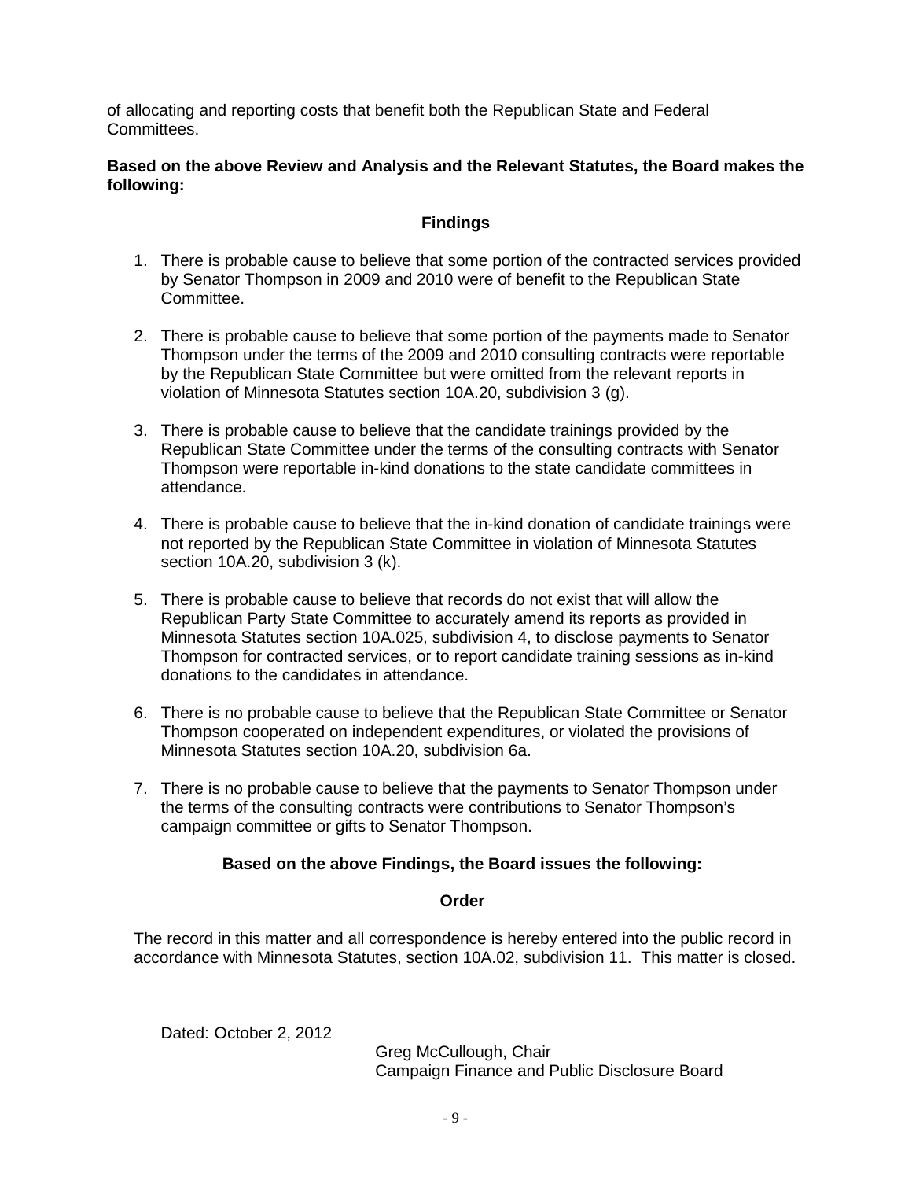of allocating and reporting costs that benefit both the Republican State and Federal Committees.

**Based on the above Review and Analysis and the Relevant Statutes, the Board makes the following:**

## Findings

1. There is probable cause to believe that some portion of the contracted services provided by Senator Thompson in 2009 and 2010 were of benefit to the Republican State Committee.

2. There is probable cause to believe that some portion of the payments made to Senator Thompson under the terms of the 2009 and 2010 consulting contracts were reportable by the Republican State Committee but were omitted from the relevant reports in violation of Minnesota Statutes section 10A.20, subdivision 3 (g).

3. There is probable cause to believe that the candidate trainings provided by the Republican State Committee under the terms of the consulting contracts with Senator Thompson were reportable in-kind donations to the state candidate committees in attendance.

4. There is probable cause to believe that the in-kind donation of candidate trainings were not reported by the Republican State Committee in violation of Minnesota Statutes section 10A.20, subdivision 3 (k).

5. There is probable cause to believe that records do not exist that will allow the Republican Party State Committee to accurately amend its reports as provided in Minnesota Statutes section 10A.025, subdivision 4, to disclose payments to Senator Thompson for contracted services, or to report candidate training sessions as in-kind donations to the candidates in attendance.

6. There is no probable cause to believe that the Republican State Committee or Senator Thompson cooperated on independent expenditures, or violated the provisions of Minnesota Statutes section 10A.20, subdivision 6a.

7. There is no probable cause to believe that the payments to Senator Thompson under the terms of the consulting contracts were contributions to Senator Thompson's campaign committee or gifts to Senator Thompson.

**Based on the above Findings, the Board issues the following:**

## Order

The record in this matter and all correspondence is hereby entered into the public record in accordance with Minnesota Statutes, section 10A.02, subdivision 11. This matter is closed.

Dated: October 2, 2012

Greg McCullough, Chair
Campaign Finance and Public Disclosure Board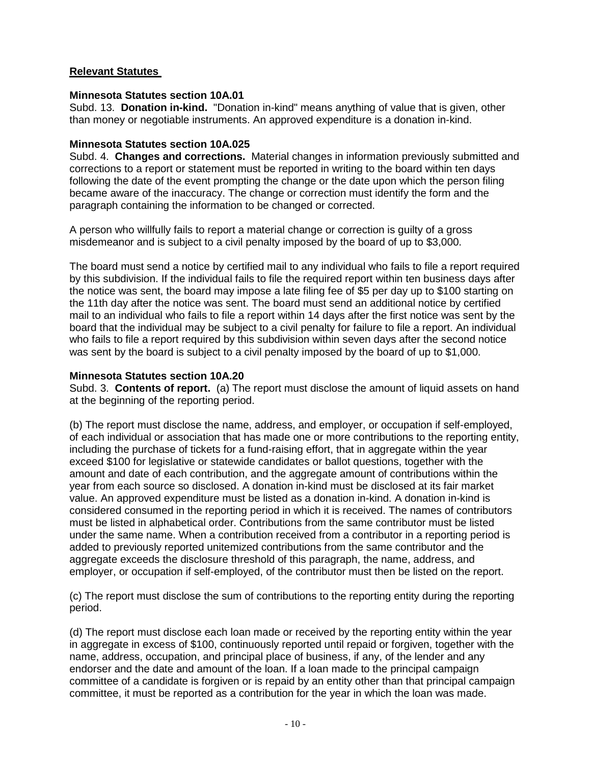## Relevant Statutes

### Minnesota Statutes section 10A.01

Subd. 13. **Donation in-kind.** "Donation in-kind" means anything of value that is given, other than money or negotiable instruments. An approved expenditure is a donation in-kind.

### Minnesota Statutes section 10A.025

Subd. 4. **Changes and corrections.** Material changes in information previously submitted and corrections to a report or statement must be reported in writing to the board within ten days following the date of the event prompting the change or the date upon which the person filing became aware of the inaccuracy. The change or correction must identify the form and the paragraph containing the information to be changed or corrected.

A person who willfully fails to report a material change or correction is guilty of a gross misdemeanor and is subject to a civil penalty imposed by the board of up to $3,000.

The board must send a notice by certified mail to any individual who fails to file a report required by this subdivision. If the individual fails to file the required report within ten business days after the notice was sent, the board may impose a late filing fee of $5 per day up to $100 starting on the 11th day after the notice was sent. The board must send an additional notice by certified mail to an individual who fails to file a report within 14 days after the first notice was sent by the board that the individual may be subject to a civil penalty for failure to file a report. An individual who fails to file a report required by this subdivision within seven days after the second notice was sent by the board is subject to a civil penalty imposed by the board of up to $1,000.

### Minnesota Statutes section 10A.20

Subd. 3. **Contents of report.** (a) The report must disclose the amount of liquid assets on hand at the beginning of the reporting period.

(b) The report must disclose the name, address, and employer, or occupation if self-employed, of each individual or association that has made one or more contributions to the reporting entity, including the purchase of tickets for a fund-raising effort, that in aggregate within the year exceed $100 for legislative or statewide candidates or ballot questions, together with the amount and date of each contribution, and the aggregate amount of contributions within the year from each source so disclosed. A donation in-kind must be disclosed at its fair market value. An approved expenditure must be listed as a donation in-kind. A donation in-kind is considered consumed in the reporting period in which it is received. The names of contributors must be listed in alphabetical order. Contributions from the same contributor must be listed under the same name. When a contribution received from a contributor in a reporting period is added to previously reported unitemized contributions from the same contributor and the aggregate exceeds the disclosure threshold of this paragraph, the name, address, and employer, or occupation if self-employed, of the contributor must then be listed on the report.

(c) The report must disclose the sum of contributions to the reporting entity during the reporting period.

(d) The report must disclose each loan made or received by the reporting entity within the year in aggregate in excess of $100, continuously reported until repaid or forgiven, together with the name, address, occupation, and principal place of business, if any, of the lender and any endorser and the date and amount of the loan. If a loan made to the principal campaign committee of a candidate is forgiven or is repaid by an entity other than that principal campaign committee, it must be reported as a contribution for the year in which the loan was made.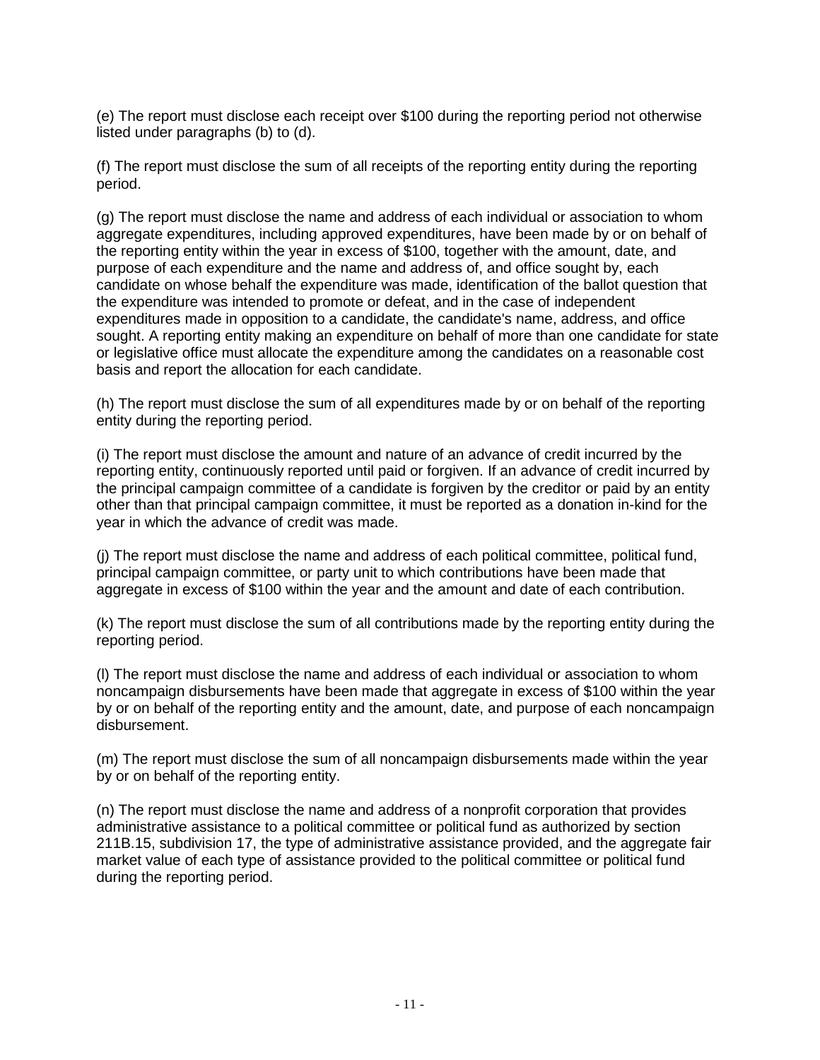(e) The report must disclose each receipt over $100 during the reporting period not otherwise listed under paragraphs (b) to (d).

(f) The report must disclose the sum of all receipts of the reporting entity during the reporting period.

(g) The report must disclose the name and address of each individual or association to whom aggregate expenditures, including approved expenditures, have been made by or on behalf of the reporting entity within the year in excess of $100, together with the amount, date, and purpose of each expenditure and the name and address of, and office sought by, each candidate on whose behalf the expenditure was made, identification of the ballot question that the expenditure was intended to promote or defeat, and in the case of independent expenditures made in opposition to a candidate, the candidate's name, address, and office sought. A reporting entity making an expenditure on behalf of more than one candidate for state or legislative office must allocate the expenditure among the candidates on a reasonable cost basis and report the allocation for each candidate.

(h) The report must disclose the sum of all expenditures made by or on behalf of the reporting entity during the reporting period.

(i) The report must disclose the amount and nature of an advance of credit incurred by the reporting entity, continuously reported until paid or forgiven. If an advance of credit incurred by the principal campaign committee of a candidate is forgiven by the creditor or paid by an entity other than that principal campaign committee, it must be reported as a donation in-kind for the year in which the advance of credit was made.

(j) The report must disclose the name and address of each political committee, political fund, principal campaign committee, or party unit to which contributions have been made that aggregate in excess of $100 within the year and the amount and date of each contribution.

(k) The report must disclose the sum of all contributions made by the reporting entity during the reporting period.

(l) The report must disclose the name and address of each individual or association to whom noncampaign disbursements have been made that aggregate in excess of $100 within the year by or on behalf of the reporting entity and the amount, date, and purpose of each noncampaign disbursement.

(m) The report must disclose the sum of all noncampaign disbursements made within the year by or on behalf of the reporting entity.

(n) The report must disclose the name and address of a nonprofit corporation that provides administrative assistance to a political committee or political fund as authorized by section 211B.15, subdivision 17, the type of administrative assistance provided, and the aggregate fair market value of each type of assistance provided to the political committee or political fund during the reporting period.